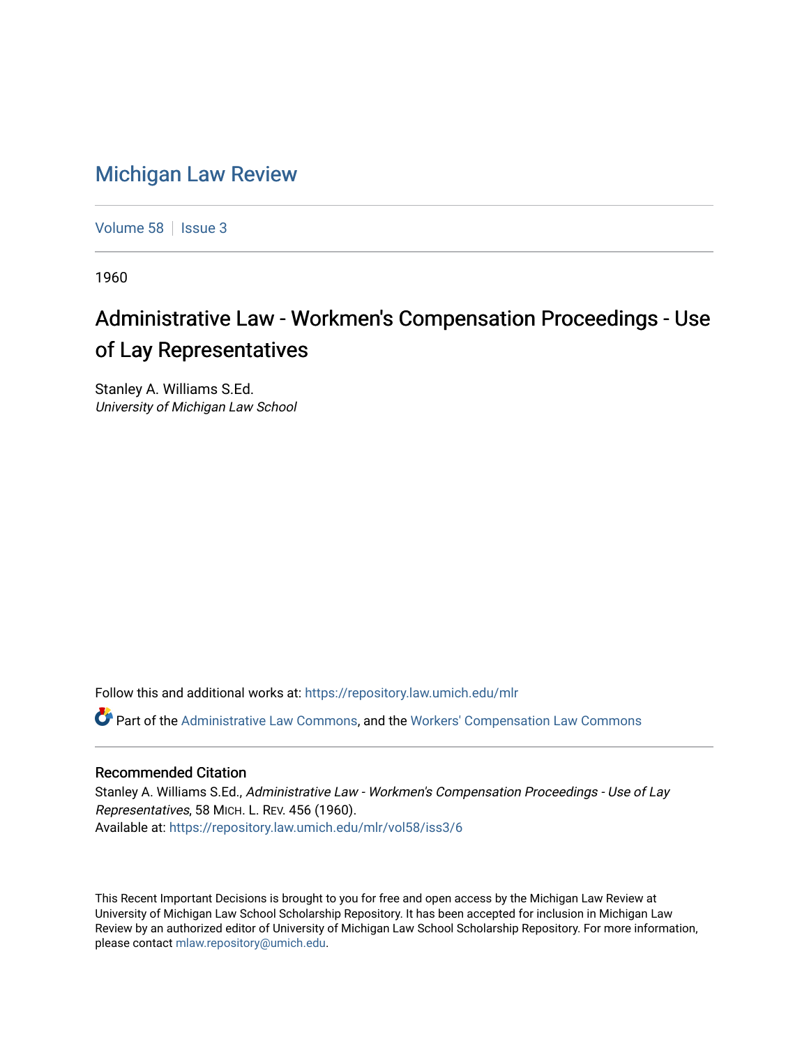# Michigan Law Review

Volume 58 | Issue 3

1960

## Administrative Law - Workmen's Compensation Proceedings - Use of Lay Representatives

Stanley A. Williams S.Ed.
*University of Michigan Law School*

Follow this and additional works at: https://repository.law.umich.edu/mlr

Part of the Administrative Law Commons, and the Workers' Compensation Law Commons

### Recommended Citation

Stanley A. Williams S.Ed., *Administrative Law - Workmen's Compensation Proceedings - Use of Lay Representatives*, 58 MICH. L. REV. 456 (1960).
Available at: https://repository.law.umich.edu/mlr/vol58/iss3/6

This Recent Important Decisions is brought to you for free and open access by the Michigan Law Review at University of Michigan Law School Scholarship Repository. It has been accepted for inclusion in Michigan Law Review by an authorized editor of University of Michigan Law School Scholarship Repository. For more information, please contact mlaw.repository@umich.edu.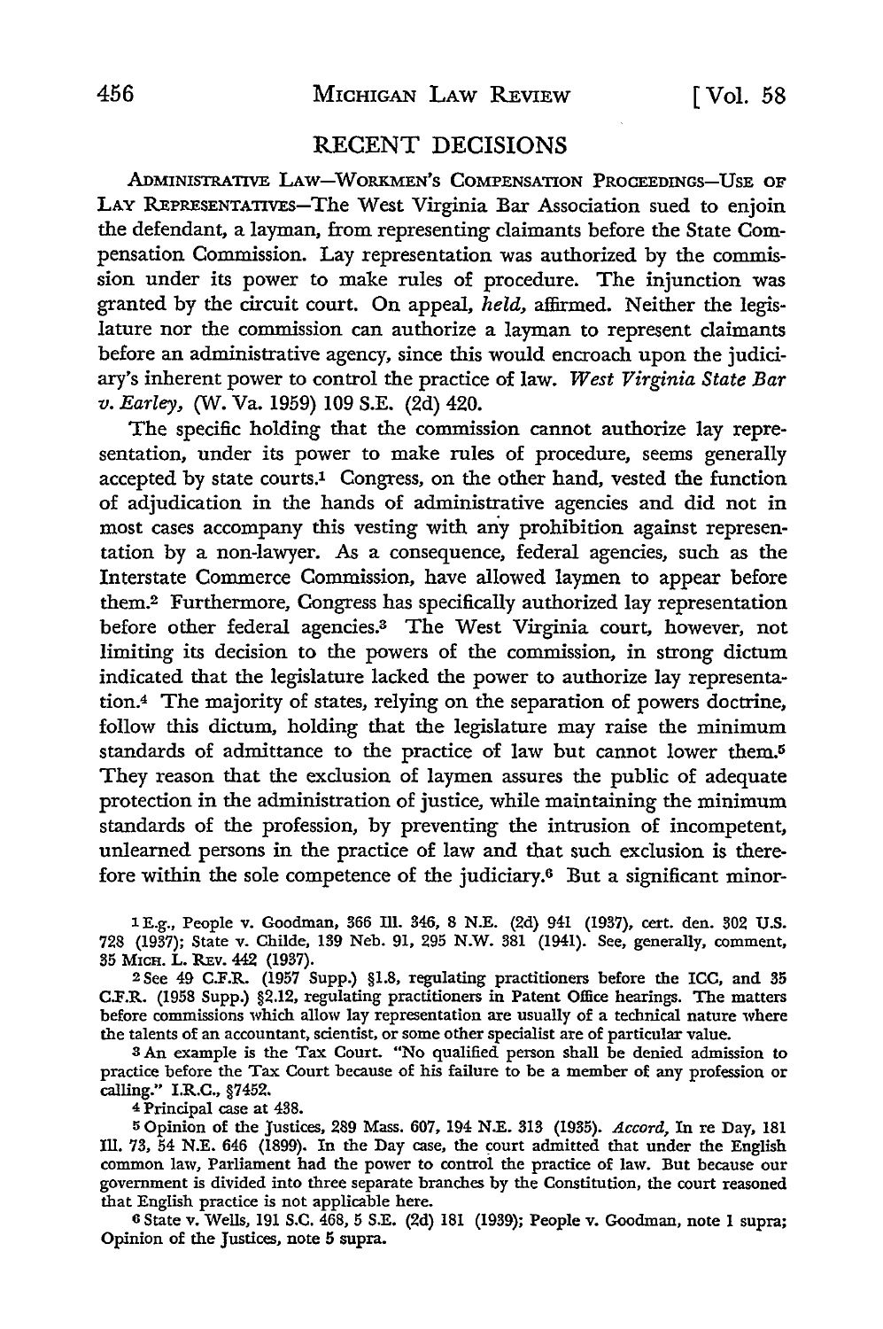## RECENT DECISIONS

ADMINISTRATIVE LAW—WORKMEN'S COMPENSATION PROCEEDINGS—USE OF LAY REPRESENTATIVES—The West Virginia Bar Association sued to enjoin the defendant, a layman, from representing claimants before the State Compensation Commission. Lay representation was authorized by the commission under its power to make rules of procedure. The injunction was granted by the circuit court. On appeal, *held,* affirmed. Neither the legislature nor the commission can authorize a layman to represent claimants before an administrative agency, since this would encroach upon the judiciary's inherent power to control the practice of law. *West Virginia State Bar v. Earley,* (W. Va. 1959) 109 S.E. (2d) 420.

The specific holding that the commission cannot authorize lay representation, under its power to make rules of procedure, seems generally accepted by state courts.[1] Congress, on the other hand, vested the function of adjudication in the hands of administrative agencies and did not in most cases accompany this vesting with any prohibition against representation by a non-lawyer. As a consequence, federal agencies, such as the Interstate Commerce Commission, have allowed laymen to appear before them.[2] Furthermore, Congress has specifically authorized lay representation before other federal agencies.[3] The West Virginia court, however, not limiting its decision to the powers of the commission, in strong dictum indicated that the legislature lacked the power to authorize lay representation.[4] The majority of states, relying on the separation of powers doctrine, follow this dictum, holding that the legislature may raise the minimum standards of admittance to the practice of law but cannot lower them.[5] They reason that the exclusion of laymen assures the public of adequate protection in the administration of justice, while maintaining the minimum standards of the profession, by preventing the intrusion of incompetent, unlearned persons in the practice of law and that such exclusion is therefore within the sole competence of the judiciary.[6] But a significant minor-

---

1 E.g., People v. Goodman, 366 Ill. 346, 8 N.E. (2d) 941 (1937), cert. den. 302 U.S. 728 (1937); State v. Childe, 139 Neb. 91, 295 N.W. 381 (1941). See, generally, comment, 35 MICH. L. REV. 442 (1937).

2 See 49 C.F.R. (1957 Supp.) §1.8, regulating practitioners before the ICC, and 35 C.F.R. (1958 Supp.) §2.12, regulating practitioners in Patent Office hearings. The matters before commissions which allow lay representation are usually of a technical nature where the talents of an accountant, scientist, or some other specialist are of particular value.

3 An example is the Tax Court. "No qualified person shall be denied admission to practice before the Tax Court because of his failure to be a member of any profession or calling." I.R.C., §7452.

4 Principal case at 438.

5 Opinion of the Justices, 289 Mass. 607, 194 N.E. 313 (1935). *Accord,* In re Day, 181 Ill. 73, 54 N.E. 646 (1899). In the Day case, the court admitted that under the English common law, Parliament had the power to control the practice of law. But because our government is divided into three separate branches by the Constitution, the court reasoned that English practice is not applicable here.

6 State v. Wells, 191 S.C. 468, 5 S.E. (2d) 181 (1939); People v. Goodman, note 1 supra; Opinion of the Justices, note 5 supra.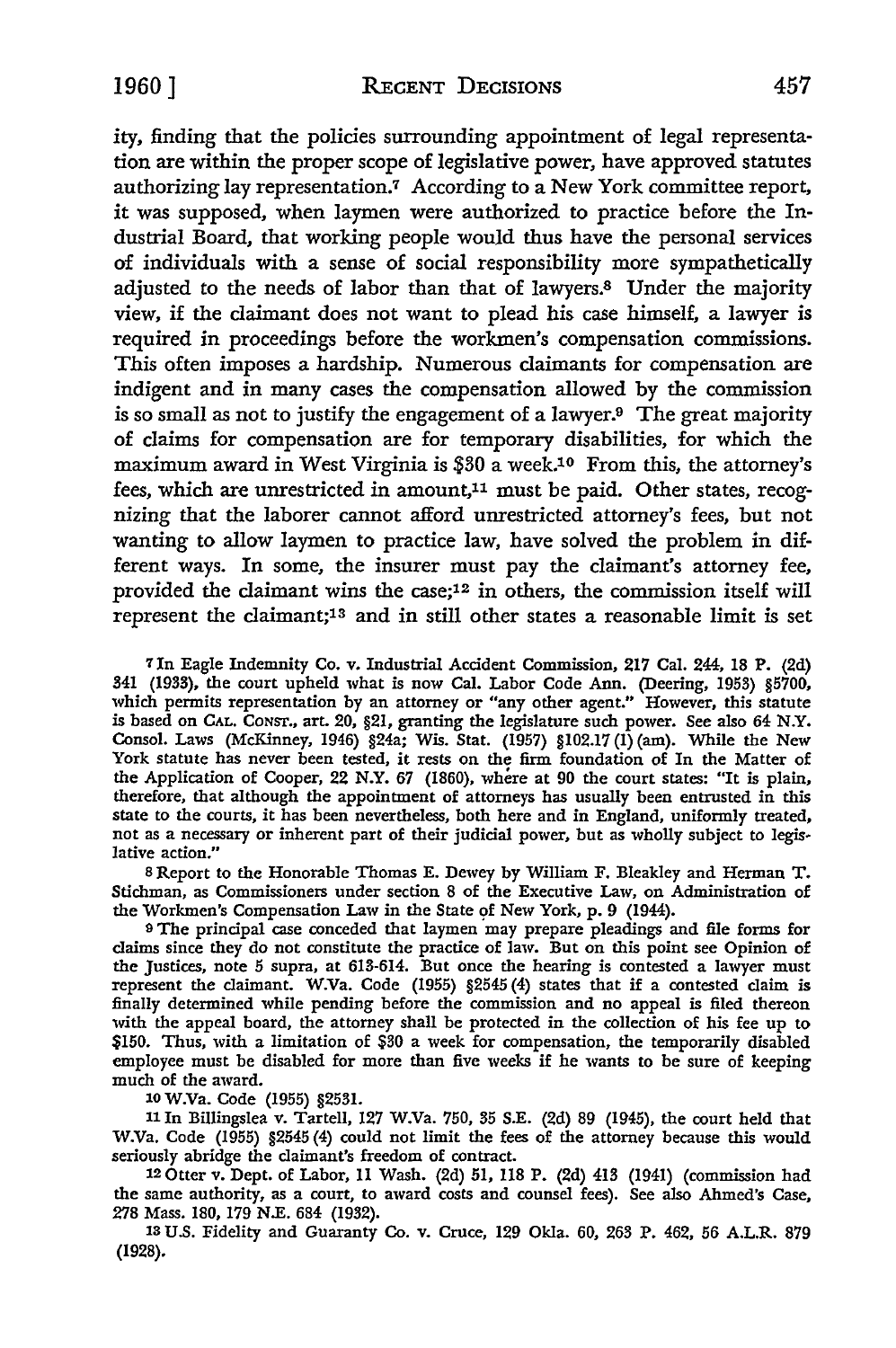ity, finding that the policies surrounding appointment of legal representation are within the proper scope of legislative power, have approved statutes authorizing lay representation.[7] According to a New York committee report, it was supposed, when laymen were authorized to practice before the Industrial Board, that working people would thus have the personal services of individuals with a sense of social responsibility more sympathetically adjusted to the needs of labor than that of lawyers.[8] Under the majority view, if the claimant does not want to plead his case himself, a lawyer is required in proceedings before the workmen's compensation commissions. This often imposes a hardship. Numerous claimants for compensation are indigent and in many cases the compensation allowed by the commission is so small as not to justify the engagement of a lawyer.[9] The great majority of claims for compensation are for temporary disabilities, for which the maximum award in West Virginia is $30 a week.[10] From this, the attorney's fees, which are unrestricted in amount,[11] must be paid. Other states, recognizing that the laborer cannot afford unrestricted attorney's fees, but not wanting to allow laymen to practice law, have solved the problem in different ways. In some, the insurer must pay the claimant's attorney fee, provided the claimant wins the case;[12] in others, the commission itself will represent the claimant;[13] and in still other states a reasonable limit is set

---

[7] In Eagle Indemnity Co. v. Industrial Accident Commission, 217 Cal. 244, 18 P. (2d) 341 (1933), the court upheld what is now Cal. Labor Code Ann. (Deering, 1953) §5700, which permits representation by an attorney or "any other agent." However, this statute is based on CAL. CONST., art. 20, §21, granting the legislature such power. See also 64 N.Y. Consol. Laws (McKinney, 1946) §24a; Wis. Stat. (1957) §102.17 (1) (am). While the New York statute has never been tested, it rests on the firm foundation of In the Matter of the Application of Cooper, 22 N.Y. 67 (1860), where at 90 the court states: "It is plain, therefore, that although the appointment of attorneys has usually been entrusted in this state to the courts, it has been nevertheless, both here and in England, uniformly treated, not as a necessary or inherent part of their judicial power, but as wholly subject to legislative action."

[8] Report to the Honorable Thomas E. Dewey by William F. Bleakley and Herman T. Stichman, as Commissioners under section 8 of the Executive Law, on Administration of the Workmen's Compensation Law in the State of New York, p. 9 (1944).

[9] The principal case conceded that laymen may prepare pleadings and file forms for claims since they do not constitute the practice of law. But on this point see Opinion of the Justices, note 5 supra, at 613-614. But once the hearing is contested a lawyer must represent the claimant. W.Va. Code (1955) §2545 (4) states that if a contested claim is finally determined while pending before the commission and no appeal is filed thereon with the appeal board, the attorney shall be protected in the collection of his fee up to $150. Thus, with a limitation of $30 a week for compensation, the temporarily disabled employee must be disabled for more than five weeks if he wants to be sure of keeping much of the award.

[10] W.Va. Code (1955) §2531.

[11] In Billingslea v. Tartell, 127 W.Va. 750, 35 S.E. (2d) 89 (1945), the court held that W.Va. Code (1955) §2545 (4) could not limit the fees of the attorney because this would seriously abridge the claimant's freedom of contract.

[12] Otter v. Dept. of Labor, 11 Wash. (2d) 51, 118 P. (2d) 413 (1941) (commission had the same authority, as a court, to award costs and counsel fees). See also Ahmed's Case, 278 Mass. 180, 179 N.E. 684 (1932).

[13] U.S. Fidelity and Guaranty Co. v. Cruce, 129 Okla. 60, 263 P. 462, 56 A.L.R. 879 (1928).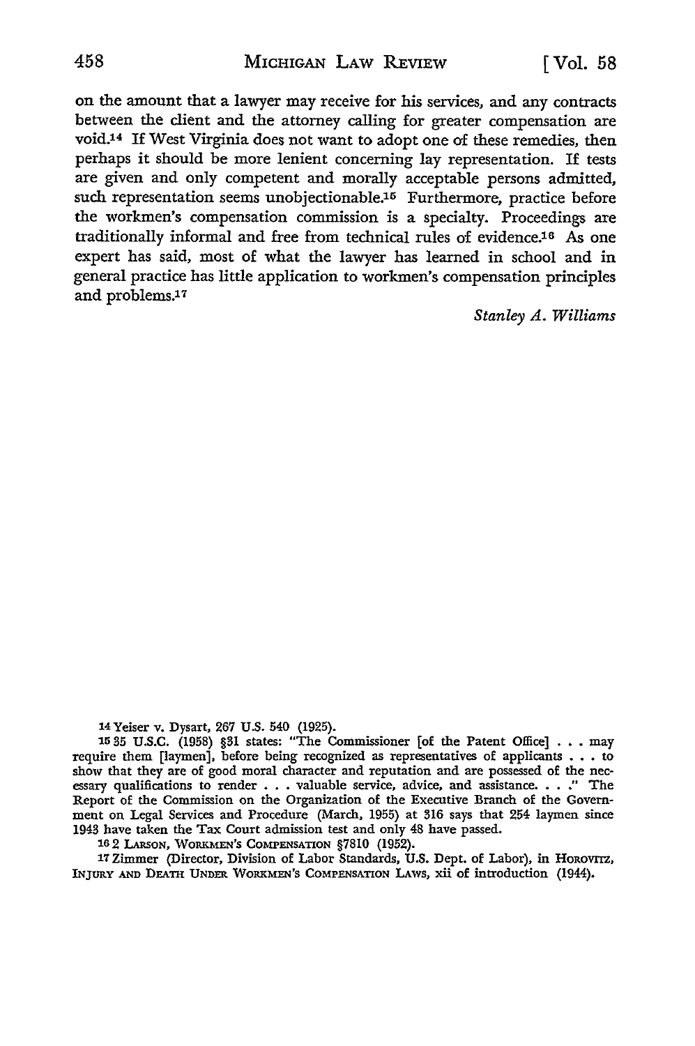on the amount that a lawyer may receive for his services, and any contracts between the client and the attorney calling for greater compensation are void.[14] If West Virginia does not want to adopt one of these remedies, then perhaps it should be more lenient concerning lay representation. If tests are given and only competent and morally acceptable persons admitted, such representation seems unobjectionable.[15] Furthermore, practice before the workmen's compensation commission is a specialty. Proceedings are traditionally informal and free from technical rules of evidence.[16] As one expert has said, most of what the lawyer has learned in school and in general practice has little application to workmen's compensation principles and problems.[17]

*Stanley A. Williams*

---

[14] Yeiser v. Dysart, 267 U.S. 540 (1925).

[15] 35 U.S.C. (1958) §31 states: "The Commissioner [of the Patent Office] . . . may require them [laymen], before being recognized as representatives of applicants . . . to show that they are of good moral character and reputation and are possessed of the necessary qualifications to render . . . valuable service, advice, and assistance. . . ." The Report of the Commission on the Organization of the Executive Branch of the Government on Legal Services and Procedure (March, 1955) at 316 says that 254 laymen since 1943 have taken the Tax Court admission test and only 48 have passed.

[16] 2 LARSON, WORKMEN'S COMPENSATION §7810 (1952).

[17] Zimmer (Director, Division of Labor Standards, U.S. Dept. of Labor), in HOROVITZ, INJURY AND DEATH UNDER WORKMEN'S COMPENSATION LAWS, xii of introduction (1944).